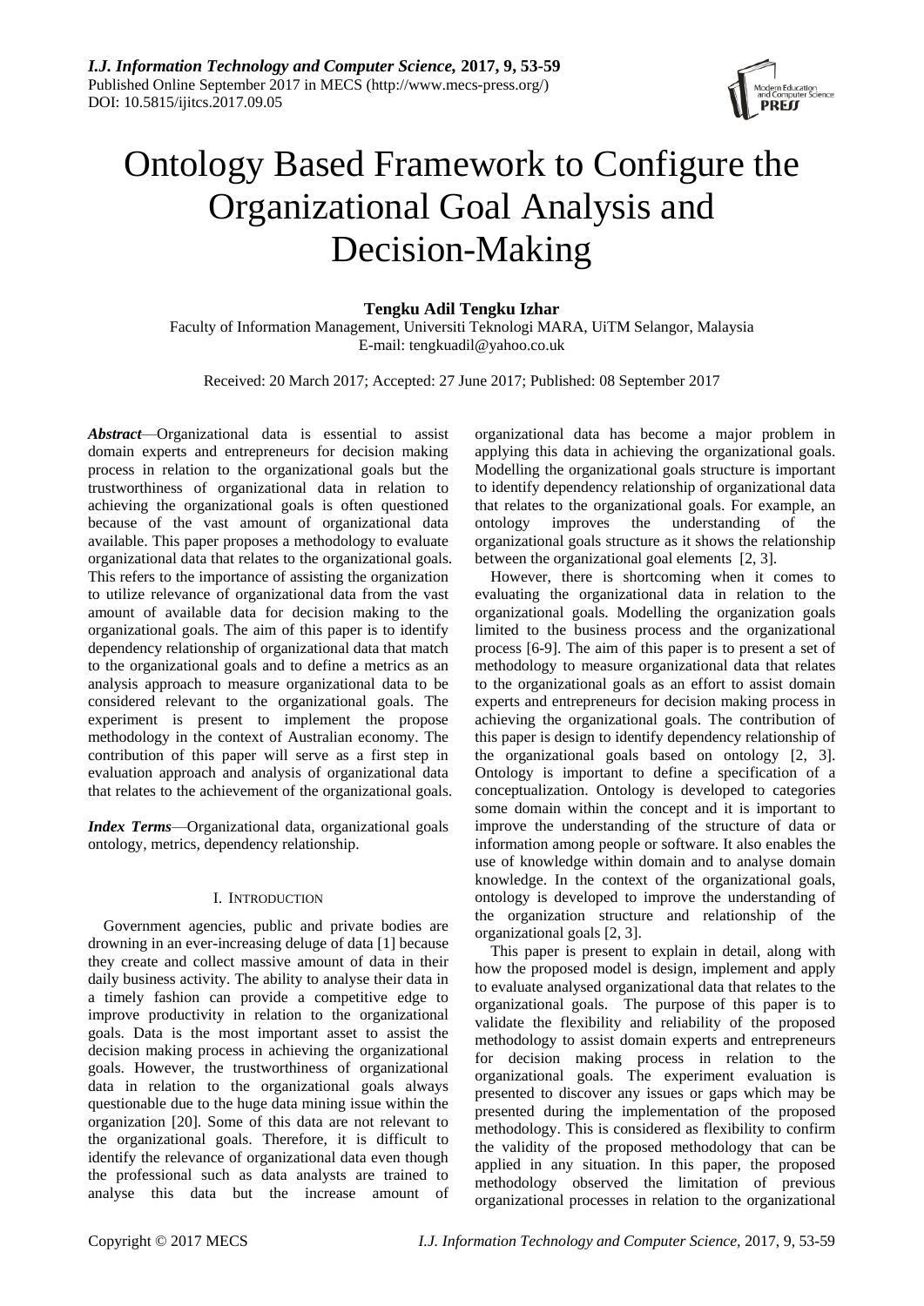# Ontology Based Framework to Configure the Organizational Goal Analysis and Decision-Making

**Tengku Adil Tengku Izhar**

Faculty of Information Management, Universiti Teknologi MARA, UiTM Selangor, Malaysia

E-mail: tengkuadil@yahoo.co.uk

Received: 20 March 2017; Accepted: 27 June 2017; Published: 08 September 2017

***Abstract***—Organizational data is essential to assist domain experts and entrepreneurs for decision making process in relation to the organizational goals but the trustworthiness of organizational data in relation to achieving the organizational goals is often questioned because of the vast amount of organizational data available. This paper proposes a methodology to evaluate organizational data that relates to the organizational goals. This refers to the importance of assisting the organization to utilize relevance of organizational data from the vast amount of available data for decision making to the organizational goals. The aim of this paper is to identify dependency relationship of organizational data that match to the organizational goals and to define a metrics as an analysis approach to measure organizational data to be considered relevant to the organizational goals. The experiment is present to implement the propose methodology in the context of Australian economy. The contribution of this paper will serve as a first step in evaluation approach and analysis of organizational data that relates to the achievement of the organizational goals.

***Index Terms***—Organizational data, organizational goals ontology, metrics, dependency relationship.

## I. Introduction

Government agencies, public and private bodies are drowning in an ever-increasing deluge of data [1] because they create and collect massive amount of data in their daily business activity. The ability to analyse their data in a timely fashion can provide a competitive edge to improve productivity in relation to the organizational goals. Data is the most important asset to assist the decision making process in achieving the organizational goals. However, the trustworthiness of organizational data in relation to the organizational goals always questionable due to the huge data mining issue within the organization [20]. Some of this data are not relevant to the organizational goals. Therefore, it is difficult to identify the relevance of organizational data even though the professional such as data analysts are trained to analyse this data but the increase amount of organizational data has become a major problem in applying this data in achieving the organizational goals. Modelling the organizational goals structure is important to identify dependency relationship of organizational data that relates to the organizational goals. For example, an ontology improves the understanding of the organizational goals structure as it shows the relationship between the organizational goal elements [2, 3].

However, there is shortcoming when it comes to evaluating the organizational data in relation to the organizational goals. Modelling the organization goals limited to the business process and the organizational process [6-9]. The aim of this paper is to present a set of methodology to measure organizational data that relates to the organizational goals as an effort to assist domain experts and entrepreneurs for decision making process in achieving the organizational goals. The contribution of this paper is design to identify dependency relationship of the organizational goals based on ontology [2, 3]. Ontology is important to define a specification of a conceptualization. Ontology is developed to categories some domain within the concept and it is important to improve the understanding of the structure of data or information among people or software. It also enables the use of knowledge within domain and to analyse domain knowledge. In the context of the organizational goals, ontology is developed to improve the understanding of the organization structure and relationship of the organizational goals [2, 3].

This paper is present to explain in detail, along with how the proposed model is design, implement and apply to evaluate analysed organizational data that relates to the organizational goals. The purpose of this paper is to validate the flexibility and reliability of the proposed methodology to assist domain experts and entrepreneurs for decision making process in relation to the organizational goals. The experiment evaluation is presented to discover any issues or gaps which may be presented during the implementation of the proposed methodology. This is considered as flexibility to confirm the validity of the proposed methodology that can be applied in any situation. In this paper, the proposed methodology observed the limitation of previous organizational processes in relation to the organizational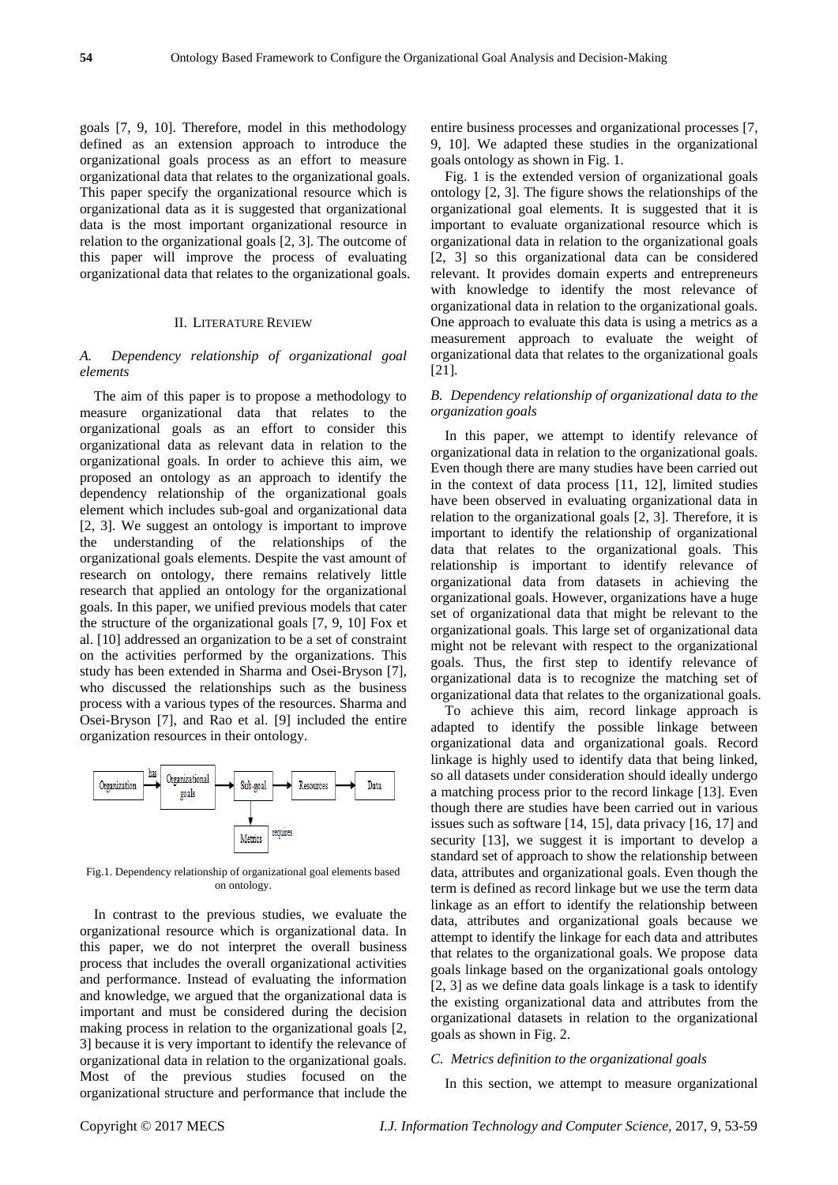goals [7, 9, 10]. Therefore, model in this methodology defined as an extension approach to introduce the organizational goals process as an effort to measure organizational data that relates to the organizational goals. This paper specify the organizational resource which is organizational data as it is suggested that organizational data is the most important organizational resource in relation to the organizational goals [2, 3]. The outcome of this paper will improve the process of evaluating organizational data that relates to the organizational goals.

## II. Literature Review

### *A. Dependency relationship of organizational goal elements*

The aim of this paper is to propose a methodology to measure organizational data that relates to the organizational goals as an effort to consider this organizational data as relevant data in relation to the organizational goals. In order to achieve this aim, we proposed an ontology as an approach to identify the dependency relationship of the organizational goals element which includes sub-goal and organizational data [2, 3]. We suggest an ontology is important to improve the understanding of the relationships of the organizational goals elements. Despite the vast amount of research on ontology, there remains relatively little research that applied an ontology for the organizational goals. In this paper, we unified previous models that cater the structure of the organizational goals [7, 9, 10] Fox et al. [10] addressed an organization to be a set of constraint on the activities performed by the organizations. This study has been extended in Sharma and Osei-Bryson [7], who discussed the relationships such as the business process with a various types of the resources. Sharma and Osei-Bryson [7], and Rao et al. [9] included the entire organization resources in their ontology.

Fig.1. Dependency relationship of organizational goal elements based on ontology.

In contrast to the previous studies, we evaluate the organizational resource which is organizational data. In this paper, we do not interpret the overall business process that includes the overall organizational activities and performance. Instead of evaluating the information and knowledge, we argued that the organizational data is important and must be considered during the decision making process in relation to the organizational goals [2, 3] because it is very important to identify the relevance of organizational data in relation to the organizational goals. Most of the previous studies focused on the organizational structure and performance that include the entire business processes and organizational processes [7, 9, 10]. We adapted these studies in the organizational goals ontology as shown in Fig. 1.

Fig. 1 is the extended version of organizational goals ontology [2, 3]. The figure shows the relationships of the organizational goal elements. It is suggested that it is important to evaluate organizational resource which is organizational data in relation to the organizational goals [2, 3] so this organizational data can be considered relevant. It provides domain experts and entrepreneurs with knowledge to identify the most relevance of organizational data in relation to the organizational goals. One approach to evaluate this data is using a metrics as a measurement approach to evaluate the weight of organizational data that relates to the organizational goals [21].

### *B. Dependency relationship of organizational data to the organization goals*

In this paper, we attempt to identify relevance of organizational data in relation to the organizational goals. Even though there are many studies have been carried out in the context of data process [11, 12], limited studies have been observed in evaluating organizational data in relation to the organizational goals [2, 3]. Therefore, it is important to identify the relationship of organizational data that relates to the organizational goals. This relationship is important to identify relevance of organizational data from datasets in achieving the organizational goals. However, organizations have a huge set of organizational data that might be relevant to the organizational goals. This large set of organizational data might not be relevant with respect to the organizational goals. Thus, the first step to identify relevance of organizational data is to recognize the matching set of organizational data that relates to the organizational goals.

To achieve this aim, record linkage approach is adapted to identify the possible linkage between organizational data and organizational goals. Record linkage is highly used to identify data that being linked, so all datasets under consideration should ideally undergo a matching process prior to the record linkage [13]. Even though there are studies have been carried out in various issues such as software [14, 15], data privacy [16, 17] and security [13], we suggest it is important to develop a standard set of approach to show the relationship between data, attributes and organizational goals. Even though the term is defined as record linkage but we use the term data linkage as an effort to identify the relationship between data, attributes and organizational goals because we attempt to identify the linkage for each data and attributes that relates to the organizational goals. We propose data goals linkage based on the organizational goals ontology [2, 3] as we define data goals linkage is a task to identify the existing organizational data and attributes from the organizational datasets in relation to the organizational goals as shown in Fig. 2.

### *C. Metrics definition to the organizational goals*

In this section, we attempt to measure organizational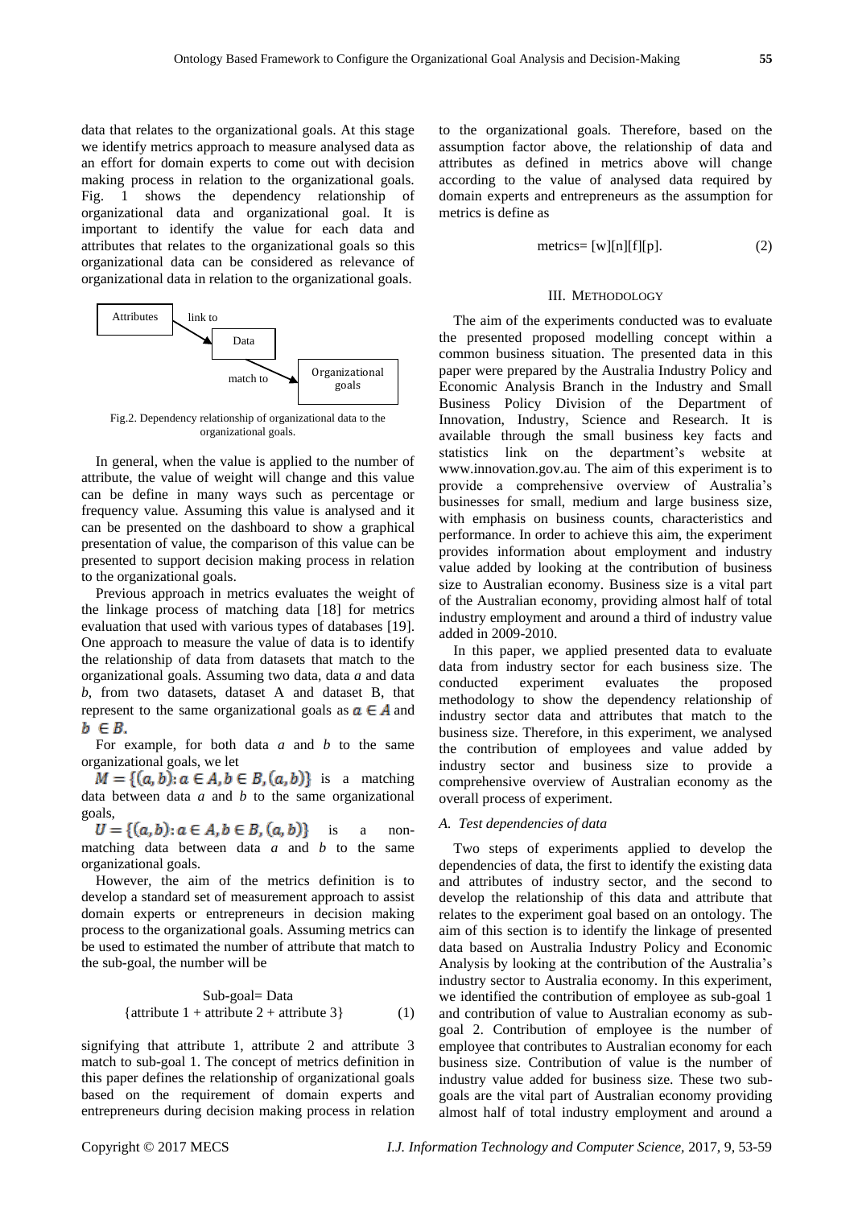data that relates to the organizational goals. At this stage we identify metrics approach to measure analysed data as an effort for domain experts to come out with decision making process in relation to the organizational goals. Fig. 1 shows the dependency relationship of organizational data and organizational goal. It is important to identify the value for each data and attributes that relates to the organizational goals so this organizational data can be considered as relevance of organizational data in relation to the organizational goals.

Attributes → link to → Data → match to → Organizational goals

Fig.2. Dependency relationship of organizational data to the organizational goals.

In general, when the value is applied to the number of attribute, the value of weight will change and this value can be define in many ways such as percentage or frequency value. Assuming this value is analysed and it can be presented on the dashboard to show a graphical presentation of value, the comparison of this value can be presented to support decision making process in relation to the organizational goals.

Previous approach in metrics evaluates the weight of the linkage process of matching data [18] for metrics evaluation that used with various types of databases [19]. One approach to measure the value of data is to identify the relationship of data from datasets that match to the organizational goals. Assuming two data, data *a* and data *b*, from two datasets, dataset A and dataset B, that represent to the same organizational goals as $a \in A$ and $b \in B$.

For example, for both data *a* and *b* to the same organizational goals, we let

$M = \{(a,b): a \in A, b \in B, (a,b)\}$ is a matching data between data *a* and *b* to the same organizational goals,

$U = \{(a,b): a \in A, b \in B, (a,b)\}$ is a non-matching data between data *a* and *b* to the same organizational goals.

However, the aim of the metrics definition is to develop a standard set of measurement approach to assist domain experts or entrepreneurs in decision making process to the organizational goals. Assuming metrics can be used to estimated the number of attribute that match to the sub-goal, the number will be

$$\text{Sub-goal} = \text{Data} \; \{\text{attribute 1} + \text{attribute 2} + \text{attribute 3}\} \qquad (1)$$

signifying that attribute 1, attribute 2 and attribute 3 match to sub-goal 1. The concept of metrics definition in this paper defines the relationship of organizational goals based on the requirement of domain experts and entrepreneurs during decision making process in relation to the organizational goals. Therefore, based on the assumption factor above, the relationship of data and attributes as defined in metrics above will change according to the value of analysed data required by domain experts and entrepreneurs as the assumption for metrics is define as

$$\text{metrics} = [w][n][f][p]. \qquad (2)$$

## III. Methodology

The aim of the experiments conducted was to evaluate the presented proposed modelling concept within a common business situation. The presented data in this paper were prepared by the Australia Industry Policy and Economic Analysis Branch in the Industry and Small Business Policy Division of the Department of Innovation, Industry, Science and Research. It is available through the small business key facts and statistics link on the department's website at www.innovation.gov.au. The aim of this experiment is to provide a comprehensive overview of Australia's businesses for small, medium and large business size, with emphasis on business counts, characteristics and performance. In order to achieve this aim, the experiment provides information about employment and industry value added by looking at the contribution of business size to Australian economy. Business size is a vital part of the Australian economy, providing almost half of total industry employment and around a third of industry value added in 2009-2010.

In this paper, we applied presented data to evaluate data from industry sector for each business size. The conducted experiment evaluates the proposed methodology to show the dependency relationship of industry sector data and attributes that match to the business size. Therefore, in this experiment, we analysed the contribution of employees and value added by industry sector and business size to provide a comprehensive overview of Australian economy as the overall process of experiment.

### *A. Test dependencies of data*

Two steps of experiments applied to develop the dependencies of data, the first to identify the existing data and attributes of industry sector, and the second to develop the relationship of this data and attribute that relates to the experiment goal based on an ontology. The aim of this section is to identify the linkage of presented data based on Australia Industry Policy and Economic Analysis by looking at the contribution of the Australia's industry sector to Australia economy. In this experiment, we identified the contribution of employee as sub-goal 1 and contribution of value to Australian economy as sub-goal 2. Contribution of employee is the number of employee that contributes to Australian economy for each business size. Contribution of value is the number of industry value added for business size. These two sub-goals are the vital part of Australian economy providing almost half of total industry employment and around a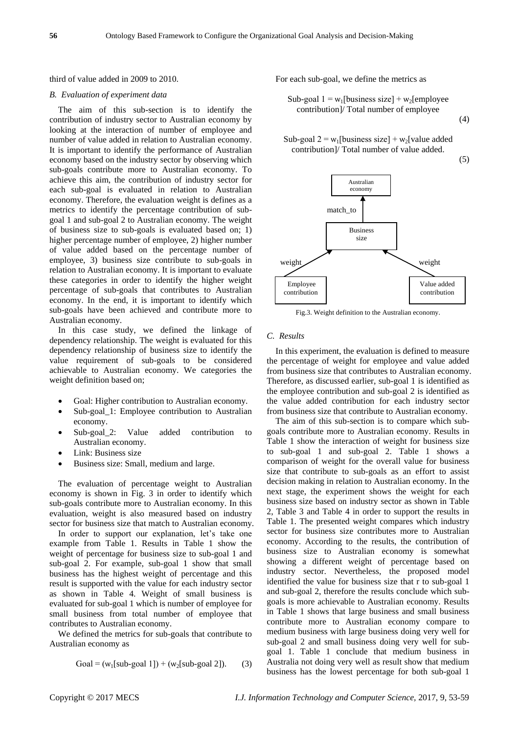third of value added in 2009 to 2010.

### *B. Evaluation of experiment data*

The aim of this sub-section is to identify the contribution of industry sector to Australian economy by looking at the interaction of number of employee and number of value added in relation to Australian economy. It is important to identify the performance of Australian economy based on the industry sector by observing which sub-goals contribute more to Australian economy. To achieve this aim, the contribution of industry sector for each sub-goal is evaluated in relation to Australian economy. Therefore, the evaluation weight is defines as a metrics to identify the percentage contribution of sub-goal 1 and sub-goal 2 to Australian economy. The weight of business size to sub-goals is evaluated based on; 1) higher percentage number of employee, 2) higher number of value added based on the percentage number of employee, 3) business size contribute to sub-goals in relation to Australian economy. It is important to evaluate these categories in order to identify the higher weight percentage of sub-goals that contributes to Australian economy. In the end, it is important to identify which sub-goals have been achieved and contribute more to Australian economy.

In this case study, we defined the linkage of dependency relationship. The weight is evaluated for this dependency relationship of business size to identify the value requirement of sub-goals to be considered achievable to Australian economy. We categories the weight definition based on;

- Goal: Higher contribution to Australian economy.
- Sub-goal_1: Employee contribution to Australian economy.
- Sub-goal_2: Value added contribution to Australian economy.
- Link: Business size
- Business size: Small, medium and large.

The evaluation of percentage weight to Australian economy is shown in Fig. 3 in order to identify which sub-goals contribute more to Australian economy. In this evaluation, weight is also measured based on industry sector for business size that match to Australian economy.

In order to support our explanation, let's take one example from Table 1. Results in Table 1 show the weight of percentage for business size to sub-goal 1 and sub-goal 2. For example, sub-goal 1 show that small business has the highest weight of percentage and this result is supported with the value for each industry sector as shown in Table 4. Weight of small business is evaluated for sub-goal 1 which is number of employee for small business from total number of employee that contributes to Australian economy.

We defined the metrics for sub-goals that contribute to Australian economy as

$$\text{Goal} = (w_1[\text{sub-goal 1}]) + (w_2[\text{sub-goal 2}]). \qquad (3)$$

For each sub-goal, we define the metrics as

$$\text{Sub-goal 1} = w_1[\text{business size}] + w_2[\text{employee contribution}] / \text{Total number of employee} \qquad (4)$$

$$\text{Sub-goal 2} = w_1[\text{business size}] + w_2[\text{value added contribution}] / \text{Total number of value added.} \qquad (5)$$

Fig.3. Weight definition to the Australian economy.

### *C. Results*

In this experiment, the evaluation is defined to measure the percentage of weight for employee and value added from business size that contributes to Australian economy. Therefore, as discussed earlier, sub-goal 1 is identified as the employee contribution and sub-goal 2 is identified as the value added contribution for each industry sector from business size that contribute to Australian economy.

The aim of this sub-section is to compare which sub-goals contribute more to Australian economy. Results in Table 1 show the interaction of weight for business size to sub-goal 1 and sub-goal 2. Table 1 shows a comparison of weight for the overall value for business size that contribute to sub-goals as an effort to assist decision making in relation to Australian economy. In the next stage, the experiment shows the weight for each business size based on industry sector as shown in Table 2, Table 3 and Table 4 in order to support the results in Table 1. The presented weight compares which industry sector for business size contributes more to Australian economy. According to the results, the contribution of business size to Australian economy is somewhat showing a different weight of percentage based on industry sector. Nevertheless, the proposed model identified the value for business size that r to sub-goal 1 and sub-goal 2, therefore the results conclude which sub-goals is more achievable to Australian economy. Results in Table 1 shows that large business and small business contribute more to Australian economy compare to medium business with large business doing very well for sub-goal 2 and small business doing very well for sub-goal 1. Table 1 conclude that medium business in Australia not doing very well as result show that medium business has the lowest percentage for both sub-goal 1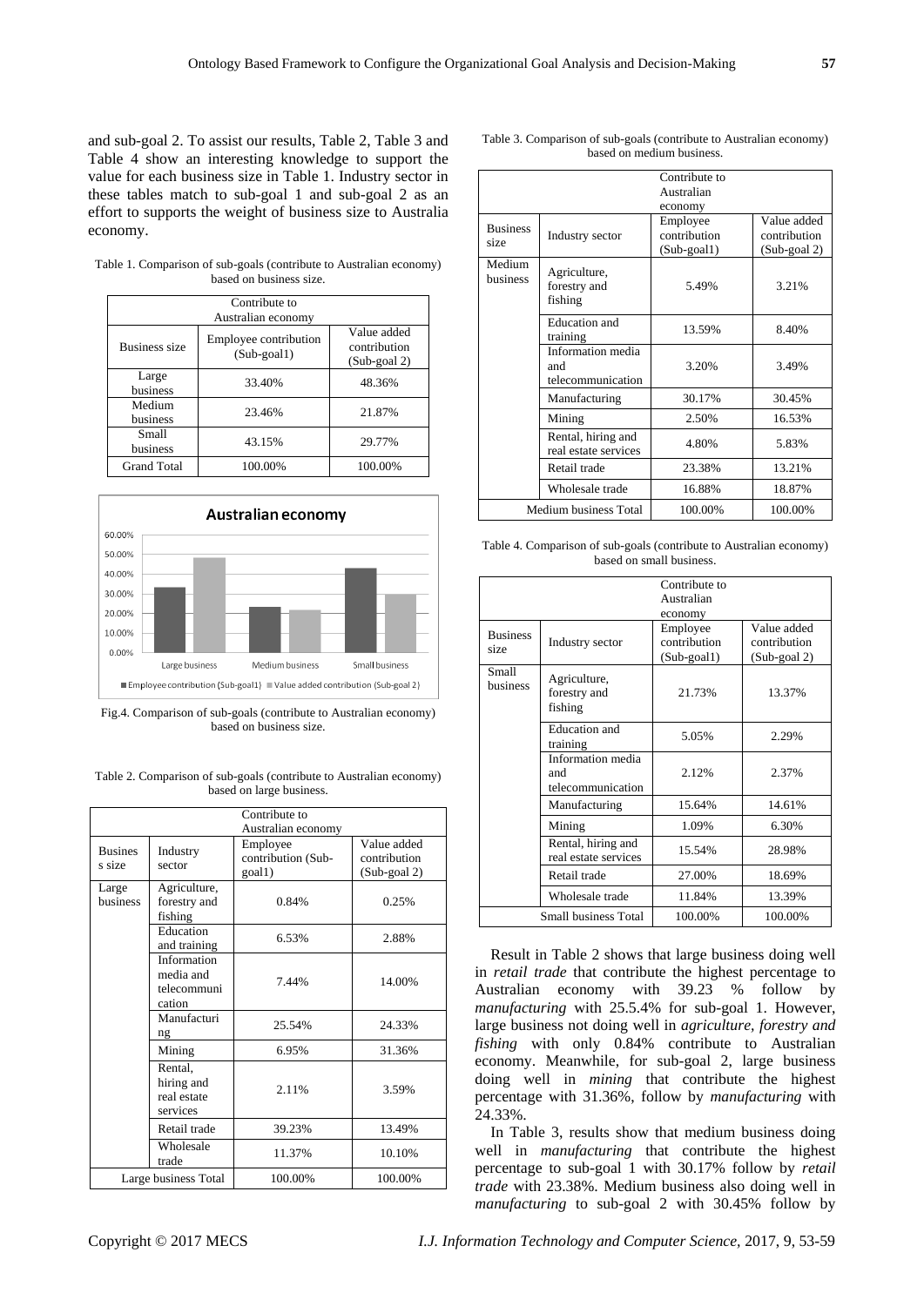and sub-goal 2. To assist our results, Table 2, Table 3 and Table 4 show an interesting knowledge to support the value for each business size in Table 1. Industry sector in these tables match to sub-goal 1 and sub-goal 2 as an effort to supports the weight of business size to Australia economy.

Table 1. Comparison of sub-goals (contribute to Australian economy) based on business size.

| Contribute to Australian economy | | |
|---|---|---|
| Business size | Employee contribution (Sub-goal1) | Value added contribution (Sub-goal 2) |
| Large business | 33.40% | 48.36% |
| Medium business | 23.46% | 21.87% |
| Small business | 43.15% | 29.77% |
| Grand Total | 100.00% | 100.00% |

Fig.4. Comparison of sub-goals (contribute to Australian economy) based on business size.

Table 2. Comparison of sub-goals (contribute to Australian economy) based on large business.

| | | Contribute to Australian economy | |
|---|---|---|---|
| Busines s size | Industry sector | Employee contribution (Sub-goal1) | Value added contribution (Sub-goal 2) |
| Large business | Agriculture, forestry and fishing | 0.84% | 0.25% |
| | Education and training | 6.53% | 2.88% |
| | Information media and telecommuni cation | 7.44% | 14.00% |
| | Manufacturi ng | 25.54% | 24.33% |
| | Mining | 6.95% | 31.36% |
| | Rental, hiring and real estate services | 2.11% | 3.59% |
| | Retail trade | 39.23% | 13.49% |
| | Wholesale trade | 11.37% | 10.10% |
| Large business Total | | 100.00% | 100.00% |

Table 3. Comparison of sub-goals (contribute to Australian economy) based on medium business.

| | | Contribute to Australian economy | |
|---|---|---|---|
| Business size | Industry sector | Employee contribution (Sub-goal1) | Value added contribution (Sub-goal 2) |
| Medium business | Agriculture, forestry and fishing | 5.49% | 3.21% |
| | Education and training | 13.59% | 8.40% |
| | Information media and telecommunication | 3.20% | 3.49% |
| | Manufacturing | 30.17% | 30.45% |
| | Mining | 2.50% | 16.53% |
| | Rental, hiring and real estate services | 4.80% | 5.83% |
| | Retail trade | 23.38% | 13.21% |
| | Wholesale trade | 16.88% | 18.87% |
| Medium business Total | | 100.00% | 100.00% |

Table 4. Comparison of sub-goals (contribute to Australian economy) based on small business.

| | | Contribute to Australian economy | |
|---|---|---|---|
| Business size | Industry sector | Employee contribution (Sub-goal1) | Value added contribution (Sub-goal 2) |
| Small business | Agriculture, forestry and fishing | 21.73% | 13.37% |
| | Education and training | 5.05% | 2.29% |
| | Information media and telecommunication | 2.12% | 2.37% |
| | Manufacturing | 15.64% | 14.61% |
| | Mining | 1.09% | 6.30% |
| | Rental, hiring and real estate services | 15.54% | 28.98% |
| | Retail trade | 27.00% | 18.69% |
| | Wholesale trade | 11.84% | 13.39% |
| Small business Total | | 100.00% | 100.00% |

Result in Table 2 shows that large business doing well in *retail trade* that contribute the highest percentage to Australian economy with 39.23 % follow by *manufacturing* with 25.5.4% for sub-goal 1. However, large business not doing well in *agriculture, forestry and fishing* with only 0.84% contribute to Australian economy. Meanwhile, for sub-goal 2, large business doing well in *mining* that contribute the highest percentage with 31.36%, follow by *manufacturing* with 24.33%.

In Table 3, results show that medium business doing well in *manufacturing* that contribute the highest percentage to sub-goal 1 with 30.17% follow by *retail trade* with 23.38%. Medium business also doing well in *manufacturing* to sub-goal 2 with 30.45% follow by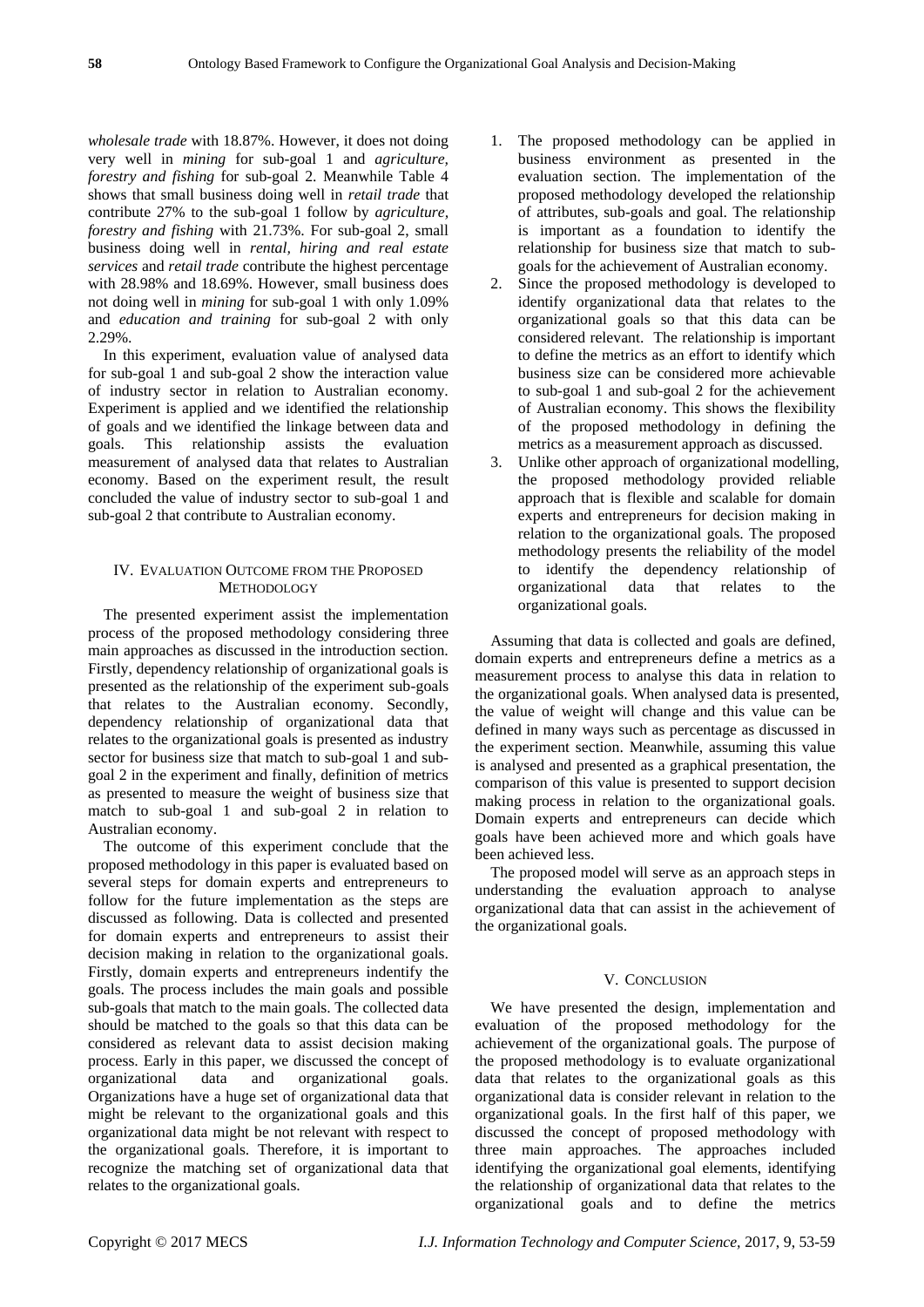*wholesale trade* with 18.87%. However, it does not doing very well in *mining* for sub-goal 1 and *agriculture, forestry and fishing* for sub-goal 2. Meanwhile Table 4 shows that small business doing well in *retail trade* that contribute 27% to the sub-goal 1 follow by *agriculture, forestry and fishing* with 21.73%. For sub-goal 2, small business doing well in *rental, hiring and real estate services* and *retail trade* contribute the highest percentage with 28.98% and 18.69%. However, small business does not doing well in *mining* for sub-goal 1 with only 1.09% and *education and training* for sub-goal 2 with only 2.29%.

In this experiment, evaluation value of analysed data for sub-goal 1 and sub-goal 2 show the interaction value of industry sector in relation to Australian economy. Experiment is applied and we identified the relationship of goals and we identified the linkage between data and goals. This relationship assists the evaluation measurement of analysed data that relates to Australian economy. Based on the experiment result, the result concluded the value of industry sector to sub-goal 1 and sub-goal 2 that contribute to Australian economy.

## IV. Evaluation Outcome from the Proposed Methodology

The presented experiment assist the implementation process of the proposed methodology considering three main approaches as discussed in the introduction section. Firstly, dependency relationship of organizational goals is presented as the relationship of the experiment sub-goals that relates to the Australian economy. Secondly, dependency relationship of organizational data that relates to the organizational goals is presented as industry sector for business size that match to sub-goal 1 and sub-goal 2 in the experiment and finally, definition of metrics as presented to measure the weight of business size that match to sub-goal 1 and sub-goal 2 in relation to Australian economy.

The outcome of this experiment conclude that the proposed methodology in this paper is evaluated based on several steps for domain experts and entrepreneurs to follow for the future implementation as the steps are discussed as following. Data is collected and presented for domain experts and entrepreneurs to assist their decision making in relation to the organizational goals. Firstly, domain experts and entrepreneurs indentify the goals. The process includes the main goals and possible sub-goals that match to the main goals. The collected data should be matched to the goals so that this data can be considered as relevant data to assist decision making process. Early in this paper, we discussed the concept of organizational data and organizational goals. Organizations have a huge set of organizational data that might be relevant to the organizational goals and this organizational data might be not relevant with respect to the organizational goals. Therefore, it is important to recognize the matching set of organizational data that relates to the organizational goals.

1. The proposed methodology can be applied in business environment as presented in the evaluation section. The implementation of the proposed methodology developed the relationship of attributes, sub-goals and goal. The relationship is important as a foundation to identify the relationship for business size that match to sub-goals for the achievement of Australian economy.
2. Since the proposed methodology is developed to identify organizational data that relates to the organizational goals so that this data can be considered relevant. The relationship is important to define the metrics as an effort to identify which business size can be considered more achievable to sub-goal 1 and sub-goal 2 for the achievement of Australian economy. This shows the flexibility of the proposed methodology in defining the metrics as a measurement approach as discussed.
3. Unlike other approach of organizational modelling, the proposed methodology provided reliable approach that is flexible and scalable for domain experts and entrepreneurs for decision making in relation to the organizational goals. The proposed methodology presents the reliability of the model to identify the dependency relationship of organizational data that relates to the organizational goals.

Assuming that data is collected and goals are defined, domain experts and entrepreneurs define a metrics as a measurement process to analyse this data in relation to the organizational goals. When analysed data is presented, the value of weight will change and this value can be defined in many ways such as percentage as discussed in the experiment section. Meanwhile, assuming this value is analysed and presented as a graphical presentation, the comparison of this value is presented to support decision making process in relation to the organizational goals. Domain experts and entrepreneurs can decide which goals have been achieved more and which goals have been achieved less.

The proposed model will serve as an approach steps in understanding the evaluation approach to analyse organizational data that can assist in the achievement of the organizational goals.

## V. Conclusion

We have presented the design, implementation and evaluation of the proposed methodology for the achievement of the organizational goals. The purpose of the proposed methodology is to evaluate organizational data that relates to the organizational goals as this organizational data is consider relevant in relation to the organizational goals. In the first half of this paper, we discussed the concept of proposed methodology with three main approaches. The approaches included identifying the organizational goal elements, identifying the relationship of organizational data that relates to the organizational goals and to define the metrics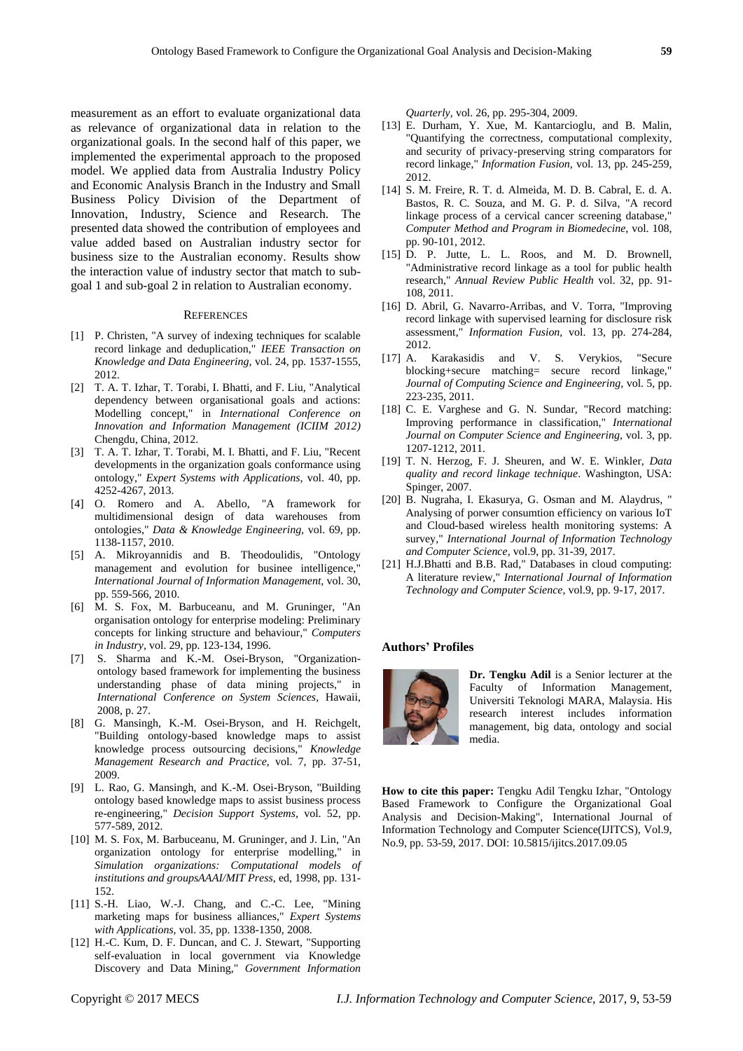measurement as an effort to evaluate organizational data as relevance of organizational data in relation to the organizational goals. In the second half of this paper, we implemented the experimental approach to the proposed model. We applied data from Australia Industry Policy and Economic Analysis Branch in the Industry and Small Business Policy Division of the Department of Innovation, Industry, Science and Research. The presented data showed the contribution of employees and value added based on Australian industry sector for business size to the Australian economy. Results show the interaction value of industry sector that match to sub-goal 1 and sub-goal 2 in relation to Australian economy.

## REFERENCES

[1] P. Christen, "A survey of indexing techniques for scalable record linkage and deduplication," *IEEE Transaction on Knowledge and Data Engineering*, vol. 24, pp. 1537-1555, 2012.

[2] T. A. T. Izhar, T. Torabi, I. Bhatti, and F. Liu, "Analytical dependency between organisational goals and actions: Modelling concept," in *International Conference on Innovation and Information Management (ICIIM 2012)* Chengdu, China, 2012.

[3] T. A. T. Izhar, T. Torabi, M. I. Bhatti, and F. Liu, "Recent developments in the organization goals conformance using ontology," *Expert Systems with Applications*, vol. 40, pp. 4252-4267, 2013.

[4] O. Romero and A. Abello, "A framework for multidimensional design of data warehouses from ontologies," *Data & Knowledge Engineering*, vol. 69, pp. 1138-1157, 2010.

[5] A. Mikroyannidis and B. Theodoulidis, "Ontology management and evolution for businee intelligence," *International Journal of Information Management*, vol. 30, pp. 559-566, 2010.

[6] M. S. Fox, M. Barbuceanu, and M. Gruninger, "An organisation ontology for enterprise modeling: Preliminary concepts for linking structure and behaviour," *Computers in Industry*, vol. 29, pp. 123-134, 1996.

[7] S. Sharma and K.-M. Osei-Bryson, "Organization-ontology based framework for implementing the business understanding phase of data mining projects," in *International Conference on System Sciences*, Hawaii, 2008, p. 27.

[8] G. Mansingh, K.-M. Osei-Bryson, and H. Reichgelt, "Building ontology-based knowledge maps to assist knowledge process outsourcing decisions," *Knowledge Management Research and Practice*, vol. 7, pp. 37-51, 2009.

[9] L. Rao, G. Mansingh, and K.-M. Osei-Bryson, "Building ontology based knowledge maps to assist business process re-engineering," *Decision Support Systems*, vol. 52, pp. 577-589, 2012.

[10] M. S. Fox, M. Barbuceanu, M. Gruninger, and J. Lin, "An organization ontology for enterprise modelling," in *Simulation organizations: Computational models of institutions and groupsAAAI/MIT Press*, ed, 1998, pp. 131-152.

[11] S.-H. Liao, W.-J. Chang, and C.-C. Lee, "Mining marketing maps for business alliances," *Expert Systems with Applications*, vol. 35, pp. 1338-1350, 2008.

[12] H.-C. Kum, D. F. Duncan, and C. J. Stewart, "Supporting self-evaluation in local government via Knowledge Discovery and Data Mining," *Government Information Quarterly*, vol. 26, pp. 295-304, 2009.

[13] E. Durham, Y. Xue, M. Kantarcioglu, and B. Malin, "Quantifying the correctness, computational complexity, and security of privacy-preserving string comparators for record linkage," *Information Fusion*, vol. 13, pp. 245-259, 2012.

[14] S. M. Freire, R. T. d. Almeida, M. D. B. Cabral, E. d. A. Bastos, R. C. Souza, and M. G. P. d. Silva, "A record linkage process of a cervical cancer screening database," *Computer Method and Program in Biomedecine*, vol. 108, pp. 90-101, 2012.

[15] D. P. Jutte, L. L. Roos, and M. D. Brownell, "Administrative record linkage as a tool for public health research," *Annual Review Public Health* vol. 32, pp. 91-108, 2011.

[16] D. Abril, G. Navarro-Arribas, and V. Torra, "Improving record linkage with supervised learning for disclosure risk assessment," *Information Fusion*, vol. 13, pp. 274-284, 2012.

[17] A. Karakasidis and V. S. Verykios, "Secure blocking+secure matching= secure record linkage," *Journal of Computing Science and Engineering*, vol. 5, pp. 223-235, 2011.

[18] C. E. Varghese and G. N. Sundar, "Record matching: Improving performance in classification," *International Journal on Computer Science and Engineering*, vol. 3, pp. 1207-1212, 2011.

[19] T. N. Herzog, F. J. Sheuren, and W. E. Winkler, *Data quality and record linkage technique*. Washington, USA: Spinger, 2007.

[20] B. Nugraha, I. Ekasurya, G. Osman and M. Alaydrus, " Analysing of porwer consumtion efficiency on various IoT and Cloud-based wireless health monitoring systems: A survey," *International Journal of Information Technology and Computer Science*, vol.9, pp. 31-39, 2017.

[21] H.J.Bhatti and B.B. Rad," Databases in cloud computing: A literature review," *International Journal of Information Technology and Computer Science*, vol.9, pp. 9-17, 2017.

### Authors' Profiles

**Dr. Tengku Adil** is a Senior lecturer at the Faculty of Information Management, Universiti Teknologi MARA, Malaysia. His research interest includes information management, big data, ontology and social media.

**How to cite this paper:** Tengku Adil Tengku Izhar, "Ontology Based Framework to Configure the Organizational Goal Analysis and Decision-Making", International Journal of Information Technology and Computer Science(IJITCS), Vol.9, No.9, pp. 53-59, 2017. DOI: 10.5815/ijitcs.2017.09.05